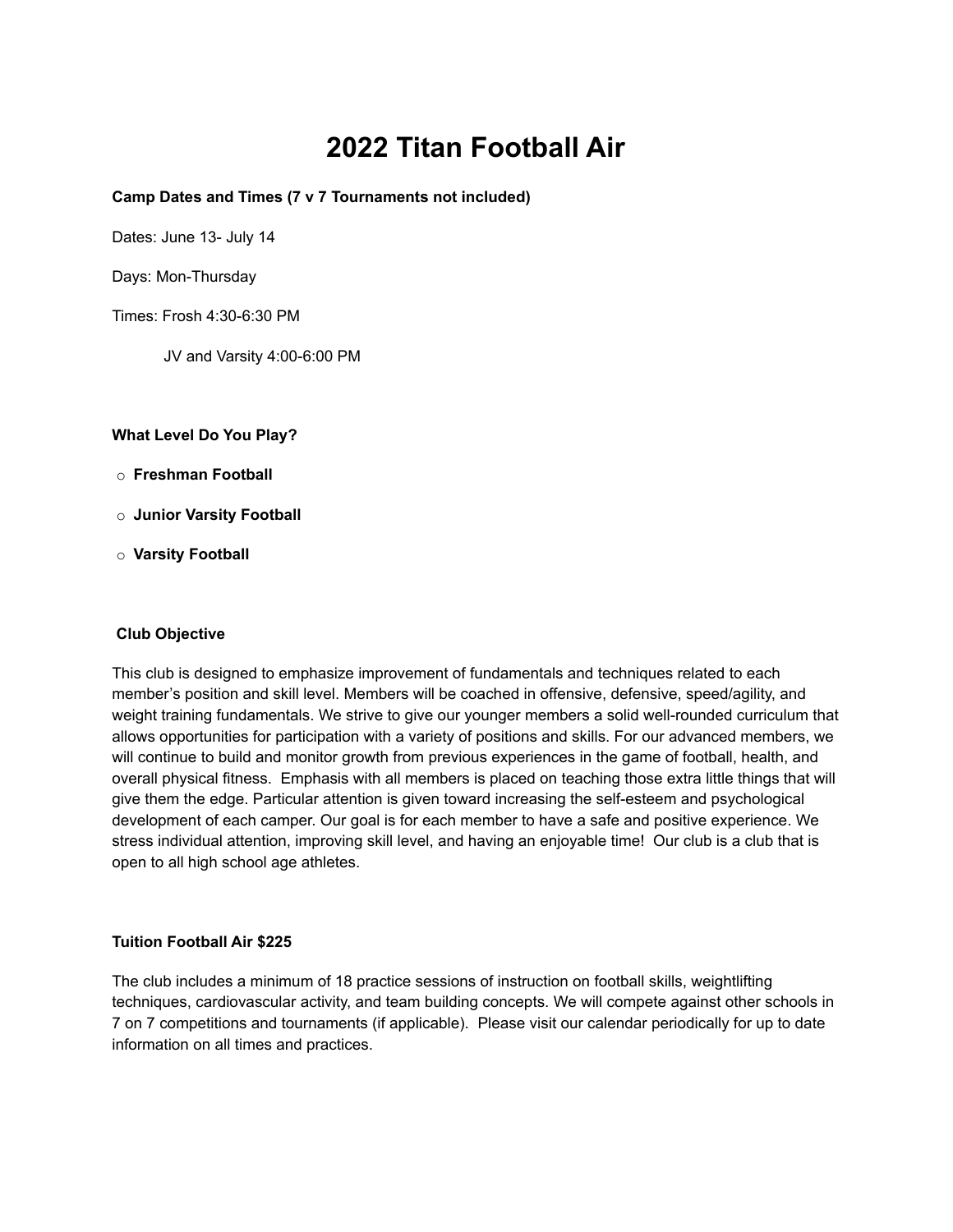# 2022 Titan Football Air

**Camp Dates and Times (7 v 7 Tournaments not included)**

Dates: June 13- July 14

Days: Mon-Thursday

Times: Frosh 4:30-6:30 PM

JV and Varsity 4:00-6:00 PM

**What Level Do You Play?**

- **Freshman Football**
- **Junior Varsity Football**
- **Varsity Football**

**Club Objective**

This club is designed to emphasize improvement of fundamentals and techniques related to each member's position and skill level. Members will be coached in offensive, defensive, speed/agility, and weight training fundamentals. We strive to give our younger members a solid well-rounded curriculum that allows opportunities for participation with a variety of positions and skills. For our advanced members, we will continue to build and monitor growth from previous experiences in the game of football, health, and overall physical fitness. Emphasis with all members is placed on teaching those extra little things that will give them the edge. Particular attention is given toward increasing the self-esteem and psychological development of each camper. Our goal is for each member to have a safe and positive experience. We stress individual attention, improving skill level, and having an enjoyable time! Our club is a club that is open to all high school age athletes.

**Tuition Football Air $225**

The club includes a minimum of 18 practice sessions of instruction on football skills, weightlifting techniques, cardiovascular activity, and team building concepts. We will compete against other schools in 7 on 7 competitions and tournaments (if applicable). Please visit our calendar periodically for up to date information on all times and practices.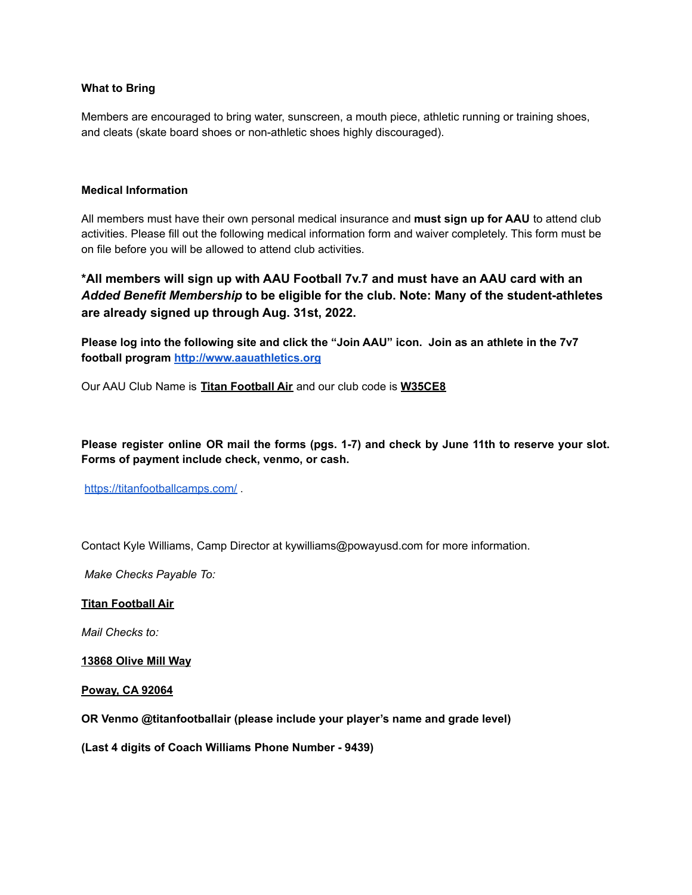**What to Bring**

Members are encouraged to bring water, sunscreen, a mouth piece, athletic running or training shoes, and cleats (skate board shoes or non-athletic shoes highly discouraged).

**Medical Information**

All members must have their own personal medical insurance and **must sign up for AAU** to attend club activities. Please fill out the following medical information form and waiver completely. This form must be on file before you will be allowed to attend club activities.

**\*All members will sign up with AAU Football 7v.7 and must have an AAU card with an *Added Benefit Membership* to be eligible for the club. Note: Many of the student-athletes are already signed up through Aug. 31st, 2022.**

**Please log into the following site and click the "Join AAU" icon. Join as an athlete in the 7v7 football program [http://www.aauathletics.org](http://www.aauathletics.org)**

Our AAU Club Name is **Titan Football Air** and our club code is **W35CE8**

**Please register online OR mail the forms (pgs. 1-7) and check by June 11th to reserve your slot. Forms of payment include check, venmo, or cash.**

[https://titanfootballcamps.com/](https://titanfootballcamps.com/) .

Contact Kyle Williams, Camp Director at kywilliams@powayusd.com for more information.

*Make Checks Payable To:*

**Titan Football Air**

*Mail Checks to:*

**13868 Olive Mill Way**

**Poway, CA 92064**

**OR Venmo @titanfootballair (please include your player's name and grade level)**

**(Last 4 digits of Coach Williams Phone Number - 9439)**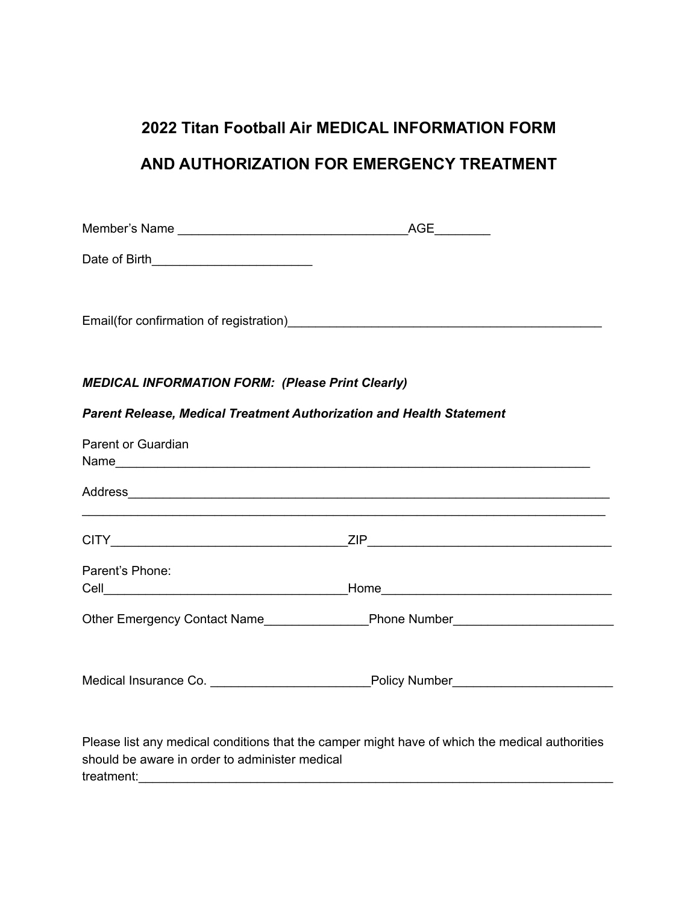# 2022 Titan Football Air MEDICAL INFORMATION FORM

# AND AUTHORIZATION FOR EMERGENCY TREATMENT

Member's Name ________________________________AGE________

Date of Birth_______________________

Email(for confirmation of registration)_____________________________________________

***MEDICAL INFORMATION FORM: (Please Print Clearly)***

***Parent Release, Medical Treatment Authorization and Health Statement***

Parent or Guardian Name____________________________________________________________________

Address______________________________________________________________________
_____________________________________________________________________________

CITY__________________________________ZIP___________________________________

Parent's Phone:
Cell___________________________________Home_________________________________

Other Emergency Contact Name_______________Phone Number______________________

Medical Insurance Co. ______________________Policy Number______________________

Please list any medical conditions that the camper might have of which the medical authorities should be aware in order to administer medical treatment:___________________________________________________________________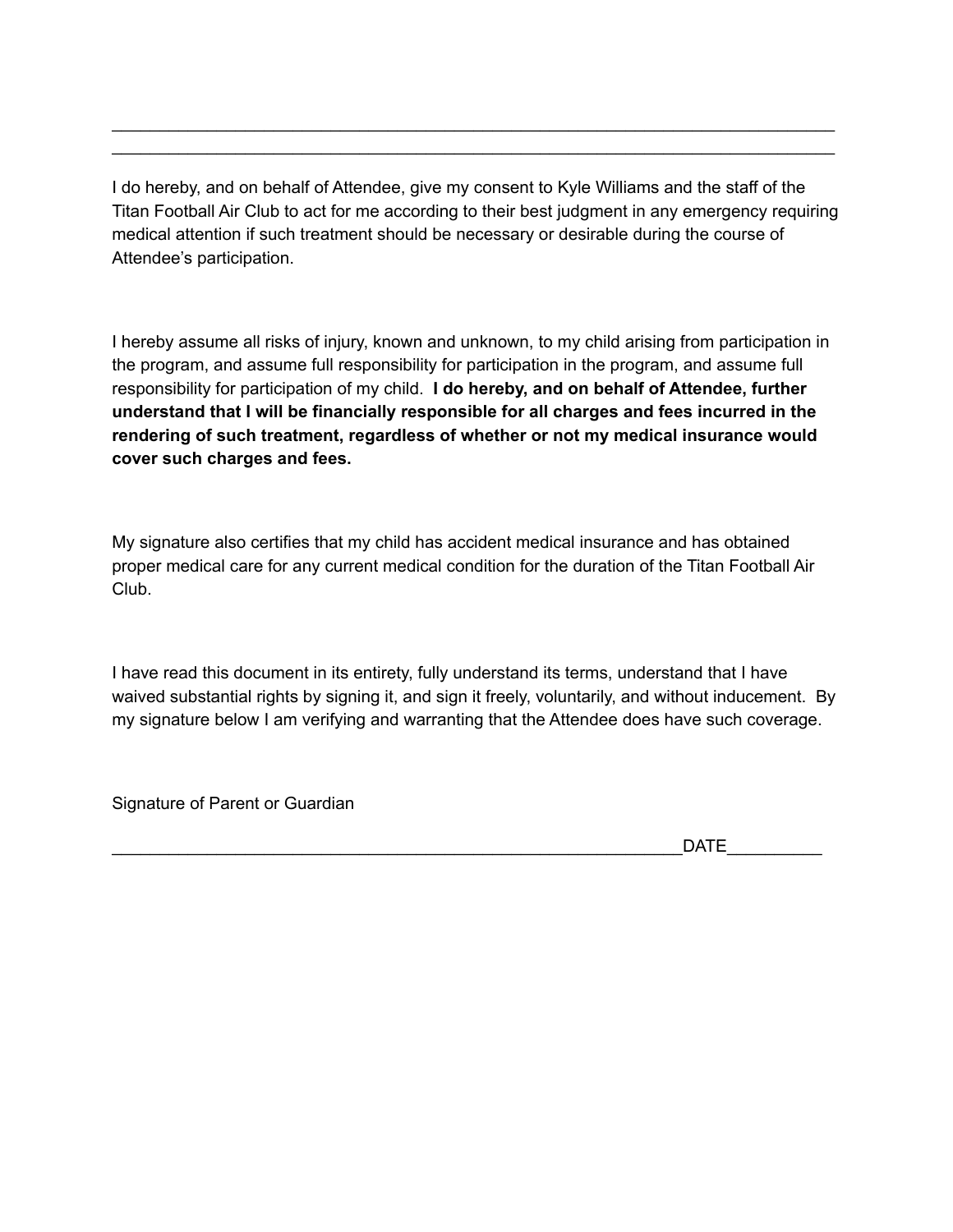\_\_\_\_\_\_\_\_\_\_\_\_\_\_\_\_\_\_\_\_\_\_\_\_\_\_\_\_\_\_\_\_\_\_\_\_\_\_\_\_\_\_\_\_\_\_\_\_\_\_\_\_\_\_\_\_\_\_\_\_\_\_\_\_\_\_\_\_\_\_\_\_\_\_\_\_

\_\_\_\_\_\_\_\_\_\_\_\_\_\_\_\_\_\_\_\_\_\_\_\_\_\_\_\_\_\_\_\_\_\_\_\_\_\_\_\_\_\_\_\_\_\_\_\_\_\_\_\_\_\_\_\_\_\_\_\_\_\_\_\_\_\_\_\_\_\_\_\_\_\_\_\_

I do hereby, and on behalf of Attendee, give my consent to Kyle Williams and the staff of the Titan Football Air Club to act for me according to their best judgment in any emergency requiring medical attention if such treatment should be necessary or desirable during the course of Attendee's participation.

I hereby assume all risks of injury, known and unknown, to my child arising from participation in the program, and assume full responsibility for participation in the program, and assume full responsibility for participation of my child. **I do hereby, and on behalf of Attendee, further understand that I will be financially responsible for all charges and fees incurred in the rendering of such treatment, regardless of whether or not my medical insurance would cover such charges and fees.**

My signature also certifies that my child has accident medical insurance and has obtained proper medical care for any current medical condition for the duration of the Titan Football Air Club.

I have read this document in its entirety, fully understand its terms, understand that I have waived substantial rights by signing it, and sign it freely, voluntarily, and without inducement. By my signature below I am verifying and warranting that the Attendee does have such coverage.

Signature of Parent or Guardian

\_\_\_\_\_\_\_\_\_\_\_\_\_\_\_\_\_\_\_\_\_\_\_\_\_\_\_\_\_\_\_\_\_\_\_\_\_\_\_\_\_\_\_\_\_\_\_\_\_\_\_\_\_\_\_\_\_\_\_\_DATE\_\_\_\_\_\_\_\_\_\_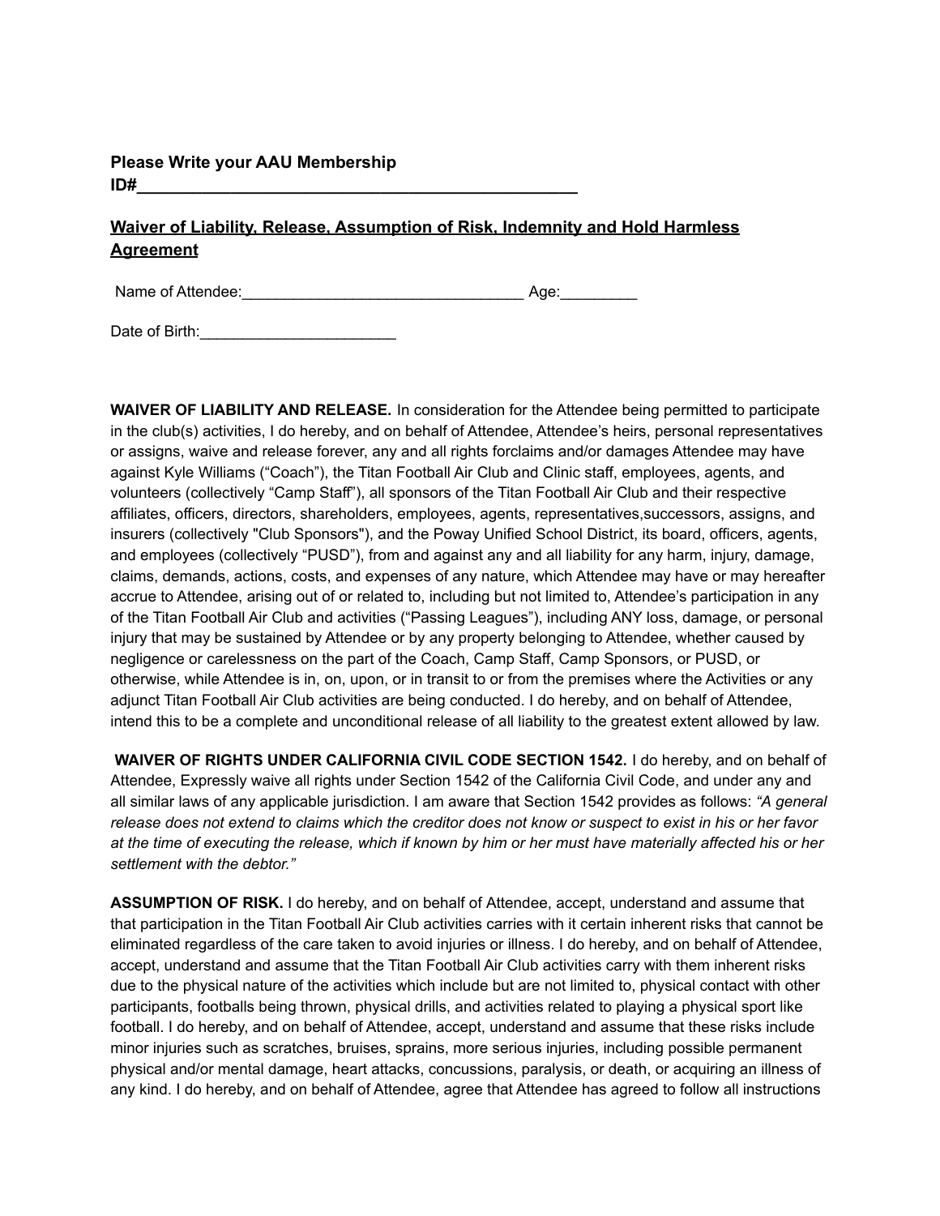**Please Write your AAU Membership ID#\_\_\_\_\_\_\_\_\_\_\_\_\_\_\_\_\_\_\_\_\_\_\_\_\_\_\_\_\_\_\_\_\_\_\_\_\_\_\_\_\_\_\_\_\_\_\_\_\_\_**

## Waiver of Liability, Release, Assumption of Risk, Indemnity and Hold Harmless Agreement

Name of Attendee:\_\_\_\_\_\_\_\_\_\_\_\_\_\_\_\_\_\_\_\_\_\_\_\_\_\_\_\_\_\_\_\_\_\_ Age:\_\_\_\_\_\_\_\_\_

Date of Birth:\_\_\_\_\_\_\_\_\_\_\_\_\_\_\_\_\_\_\_\_\_\_\_\_

**WAIVER OF LIABILITY AND RELEASE.** In consideration for the Attendee being permitted to participate in the club(s) activities, I do hereby, and on behalf of Attendee, Attendee's heirs, personal representatives or assigns, waive and release forever, any and all rights forclaims and/or damages Attendee may have against Kyle Williams ("Coach"), the Titan Football Air Club and Clinic staff, employees, agents, and volunteers (collectively "Camp Staff"), all sponsors of the Titan Football Air Club and their respective affiliates, officers, directors, shareholders, employees, agents, representatives,successors, assigns, and insurers (collectively "Club Sponsors"), and the Poway Unified School District, its board, officers, agents, and employees (collectively "PUSD"), from and against any and all liability for any harm, injury, damage, claims, demands, actions, costs, and expenses of any nature, which Attendee may have or may hereafter accrue to Attendee, arising out of or related to, including but not limited to, Attendee's participation in any of the Titan Football Air Club and activities ("Passing Leagues"), including ANY loss, damage, or personal injury that may be sustained by Attendee or by any property belonging to Attendee, whether caused by negligence or carelessness on the part of the Coach, Camp Staff, Camp Sponsors, or PUSD, or otherwise, while Attendee is in, on, upon, or in transit to or from the premises where the Activities or any adjunct Titan Football Air Club activities are being conducted. I do hereby, and on behalf of Attendee, intend this to be a complete and unconditional release of all liability to the greatest extent allowed by law.

**WAIVER OF RIGHTS UNDER CALIFORNIA CIVIL CODE SECTION 1542.** I do hereby, and on behalf of Attendee, Expressly waive all rights under Section 1542 of the California Civil Code, and under any and all similar laws of any applicable jurisdiction. I am aware that Section 1542 provides as follows: *"A general release does not extend to claims which the creditor does not know or suspect to exist in his or her favor at the time of executing the release, which if known by him or her must have materially affected his or her settlement with the debtor."*

**ASSUMPTION OF RISK.** I do hereby, and on behalf of Attendee, accept, understand and assume that that participation in the Titan Football Air Club activities carries with it certain inherent risks that cannot be eliminated regardless of the care taken to avoid injuries or illness. I do hereby, and on behalf of Attendee, accept, understand and assume that the Titan Football Air Club activities carry with them inherent risks due to the physical nature of the activities which include but are not limited to, physical contact with other participants, footballs being thrown, physical drills, and activities related to playing a physical sport like football. I do hereby, and on behalf of Attendee, accept, understand and assume that these risks include minor injuries such as scratches, bruises, sprains, more serious injuries, including possible permanent physical and/or mental damage, heart attacks, concussions, paralysis, or death, or acquiring an illness of any kind. I do hereby, and on behalf of Attendee, agree that Attendee has agreed to follow all instructions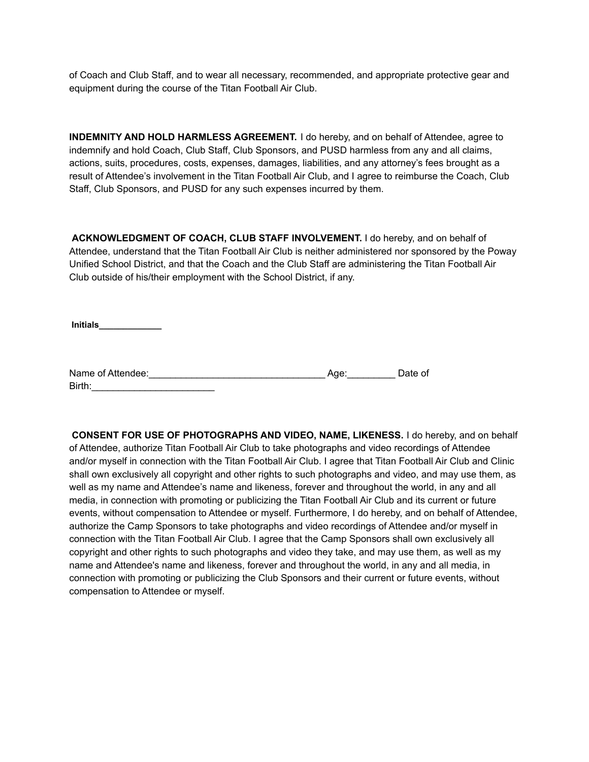of Coach and Club Staff, and to wear all necessary, recommended, and appropriate protective gear and equipment during the course of the Titan Football Air Club.

**INDEMNITY AND HOLD HARMLESS AGREEMENT.** I do hereby, and on behalf of Attendee, agree to indemnify and hold Coach, Club Staff, Club Sponsors, and PUSD harmless from any and all claims, actions, suits, procedures, costs, expenses, damages, liabilities, and any attorney's fees brought as a result of Attendee's involvement in the Titan Football Air Club, and I agree to reimburse the Coach, Club Staff, Club Sponsors, and PUSD for any such expenses incurred by them.

**ACKNOWLEDGMENT OF COACH, CLUB STAFF INVOLVEMENT.** I do hereby, and on behalf of Attendee, understand that the Titan Football Air Club is neither administered nor sponsored by the Poway Unified School District, and that the Coach and the Club Staff are administering the Titan Football Air Club outside of his/their employment with the School District, if any.

**Initials_____________**

Name of Attendee:_________________________________ Age:_________ Date of Birth:_______________________

**CONSENT FOR USE OF PHOTOGRAPHS AND VIDEO, NAME, LIKENESS.** I do hereby, and on behalf of Attendee, authorize Titan Football Air Club to take photographs and video recordings of Attendee and/or myself in connection with the Titan Football Air Club. I agree that Titan Football Air Club and Clinic shall own exclusively all copyright and other rights to such photographs and video, and may use them, as well as my name and Attendee's name and likeness, forever and throughout the world, in any and all media, in connection with promoting or publicizing the Titan Football Air Club and its current or future events, without compensation to Attendee or myself. Furthermore, I do hereby, and on behalf of Attendee, authorize the Camp Sponsors to take photographs and video recordings of Attendee and/or myself in connection with the Titan Football Air Club. I agree that the Camp Sponsors shall own exclusively all copyright and other rights to such photographs and video they take, and may use them, as well as my name and Attendee's name and likeness, forever and throughout the world, in any and all media, in connection with promoting or publicizing the Club Sponsors and their current or future events, without compensation to Attendee or myself.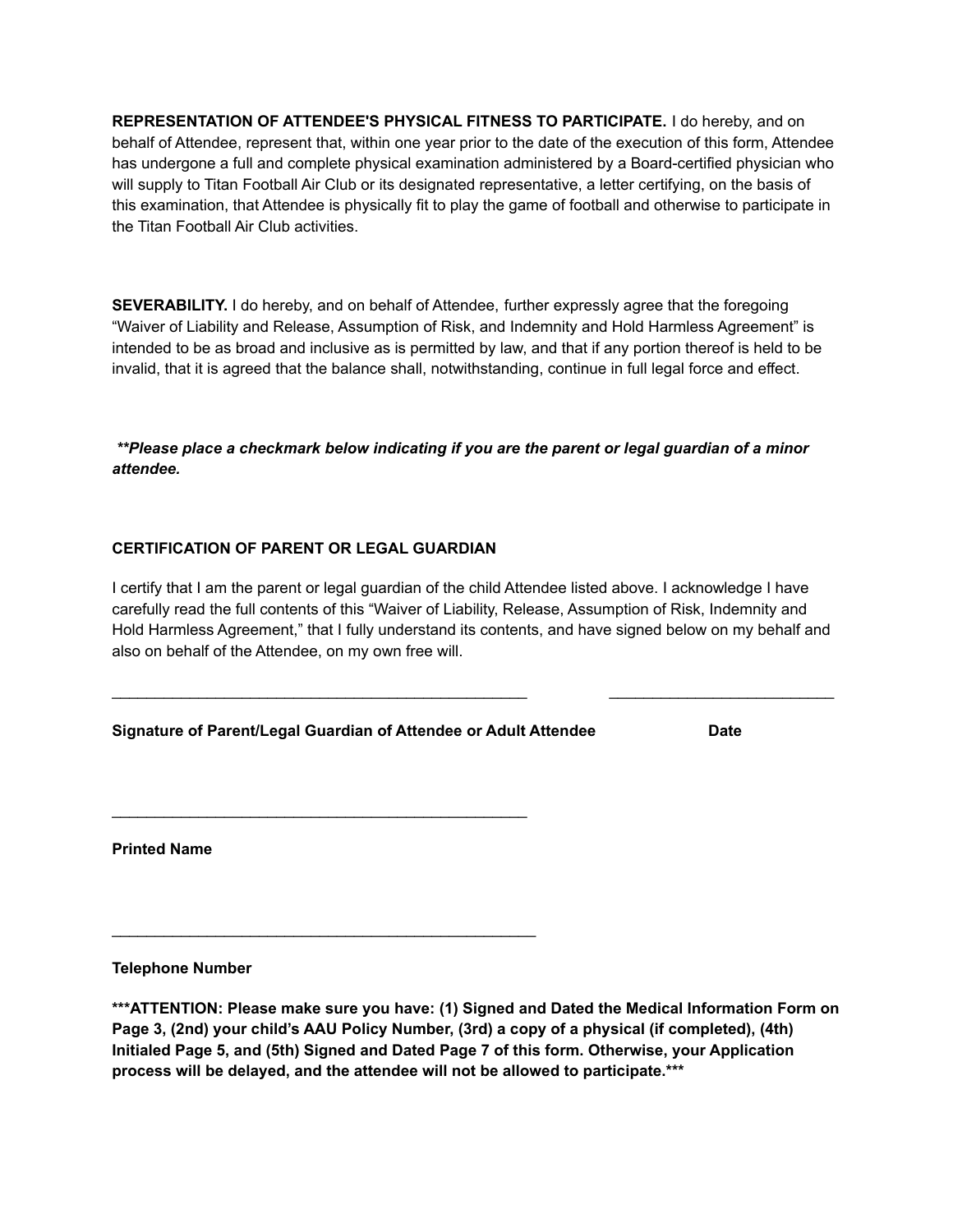**REPRESENTATION OF ATTENDEE'S PHYSICAL FITNESS TO PARTICIPATE.** I do hereby, and on behalf of Attendee, represent that, within one year prior to the date of the execution of this form, Attendee has undergone a full and complete physical examination administered by a Board-certified physician who will supply to Titan Football Air Club or its designated representative, a letter certifying, on the basis of this examination, that Attendee is physically fit to play the game of football and otherwise to participate in the Titan Football Air Club activities.

**SEVERABILITY.** I do hereby, and on behalf of Attendee, further expressly agree that the foregoing "Waiver of Liability and Release, Assumption of Risk, and Indemnity and Hold Harmless Agreement" is intended to be as broad and inclusive as is permitted by law, and that if any portion thereof is held to be invalid, that it is agreed that the balance shall, notwithstanding, continue in full legal force and effect.

***\*\*Please place a checkmark below indicating if you are the parent or legal guardian of a minor attendee.***

**CERTIFICATION OF PARENT OR LEGAL GUARDIAN**

I certify that I am the parent or legal guardian of the child Attendee listed above. I acknowledge I have carefully read the full contents of this "Waiver of Liability, Release, Assumption of Risk, Indemnity and Hold Harmless Agreement," that I fully understand its contents, and have signed below on my behalf and also on behalf of the Attendee, on my own free will.

\_\_\_\_\_\_\_\_\_\_\_\_\_\_\_\_\_\_\_\_\_\_\_\_\_\_\_\_\_\_\_\_\_\_\_\_\_\_\_\_\_\_\_\_\_\_\_\_ \_\_\_\_\_\_\_\_\_\_\_\_\_\_\_\_\_\_\_\_\_\_\_\_\_\_\_

**Signature of Parent/Legal Guardian of Attendee or Adult Attendee** **Date**

\_\_\_\_\_\_\_\_\_\_\_\_\_\_\_\_\_\_\_\_\_\_\_\_\_\_\_\_\_\_\_\_\_\_\_\_\_\_\_\_\_\_\_\_\_\_\_\_

**Printed Name**

\_\_\_\_\_\_\_\_\_\_\_\_\_\_\_\_\_\_\_\_\_\_\_\_\_\_\_\_\_\_\_\_\_\_\_\_\_\_\_\_\_\_\_\_\_\_\_\_\_

**Telephone Number**

**\*\*\*ATTENTION: Please make sure you have: (1) Signed and Dated the Medical Information Form on Page 3, (2nd) your child's AAU Policy Number, (3rd) a copy of a physical (if completed), (4th) Initialed Page 5, and (5th) Signed and Dated Page 7 of this form. Otherwise, your Application process will be delayed, and the attendee will not be allowed to participate.\*\*\***